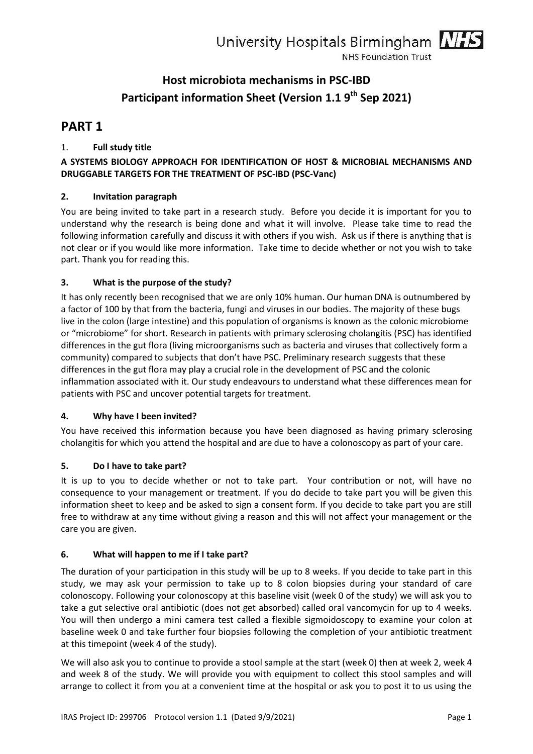# Host microbiota mechanisms in PSC-IBD
# Participant information Sheet (Version 1.1 9th Sep 2021)

## PART 1

### 1. Full study title

**A SYSTEMS BIOLOGY APPROACH FOR IDENTIFICATION OF HOST & MICROBIAL MECHANISMS AND DRUGGABLE TARGETS FOR THE TREATMENT OF PSC-IBD (PSC-Vanc)**

### 2. Invitation paragraph

You are being invited to take part in a research study. Before you decide it is important for you to understand why the research is being done and what it will involve. Please take time to read the following information carefully and discuss it with others if you wish. Ask us if there is anything that is not clear or if you would like more information. Take time to decide whether or not you wish to take part. Thank you for reading this.

### 3. What is the purpose of the study?

It has only recently been recognised that we are only 10% human. Our human DNA is outnumbered by a factor of 100 by that from the bacteria, fungi and viruses in our bodies. The majority of these bugs live in the colon (large intestine) and this population of organisms is known as the colonic microbiome or "microbiome" for short. Research in patients with primary sclerosing cholangitis (PSC) has identified differences in the gut flora (living microorganisms such as bacteria and viruses that collectively form a community) compared to subjects that don't have PSC. Preliminary research suggests that these differences in the gut flora may play a crucial role in the development of PSC and the colonic inflammation associated with it. Our study endeavours to understand what these differences mean for patients with PSC and uncover potential targets for treatment.

### 4. Why have I been invited?

You have received this information because you have been diagnosed as having primary sclerosing cholangitis for which you attend the hospital and are due to have a colonoscopy as part of your care.

### 5. Do I have to take part?

It is up to you to decide whether or not to take part. Your contribution or not, will have no consequence to your management or treatment. If you do decide to take part you will be given this information sheet to keep and be asked to sign a consent form. If you decide to take part you are still free to withdraw at any time without giving a reason and this will not affect your management or the care you are given.

### 6. What will happen to me if I take part?

The duration of your participation in this study will be up to 8 weeks. If you decide to take part in this study, we may ask your permission to take up to 8 colon biopsies during your standard of care colonoscopy. Following your colonoscopy at this baseline visit (week 0 of the study) we will ask you to take a gut selective oral antibiotic (does not get absorbed) called oral vancomycin for up to 4 weeks. You will then undergo a mini camera test called a flexible sigmoidoscopy to examine your colon at baseline week 0 and take further four biopsies following the completion of your antibiotic treatment at this timepoint (week 4 of the study).

We will also ask you to continue to provide a stool sample at the start (week 0) then at week 2, week 4 and week 8 of the study. We will provide you with equipment to collect this stool samples and will arrange to collect it from you at a convenient time at the hospital or ask you to post it to us using the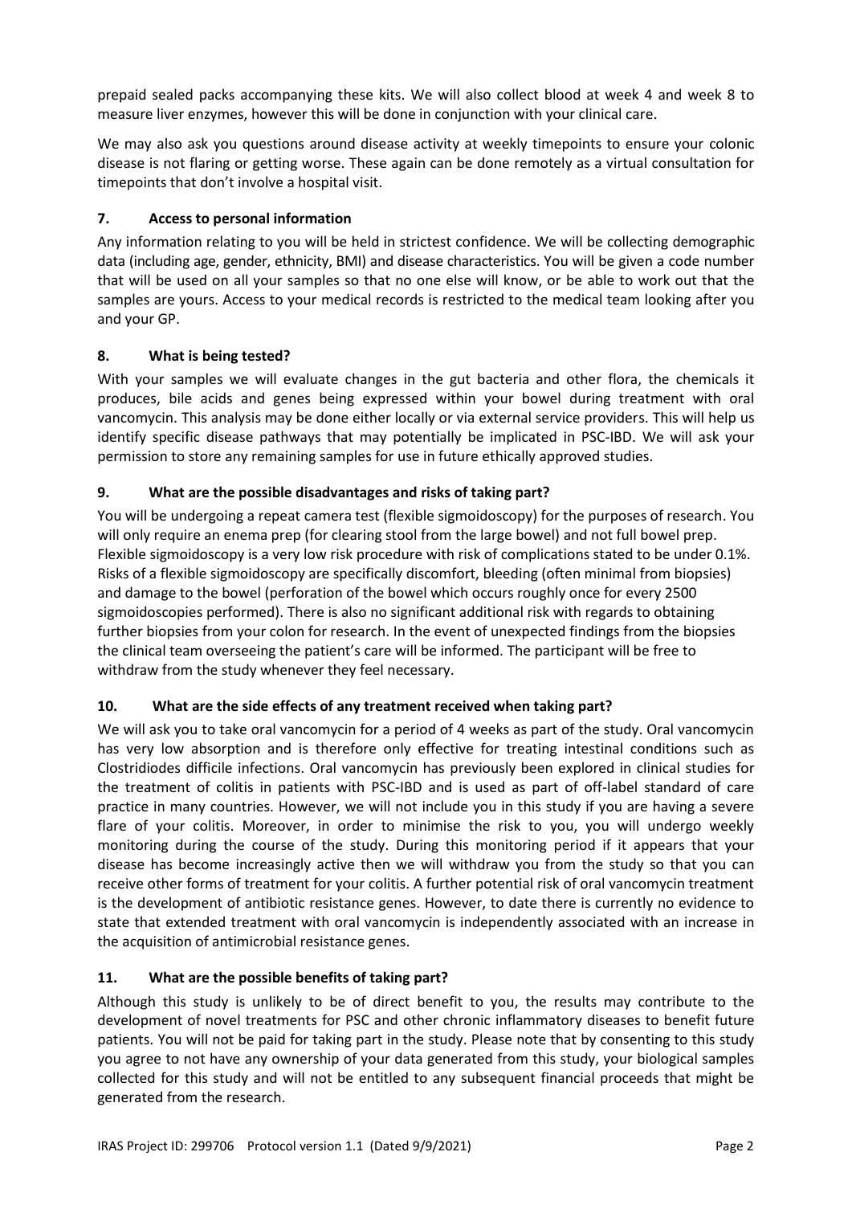prepaid sealed packs accompanying these kits. We will also collect blood at week 4 and week 8 to measure liver enzymes, however this will be done in conjunction with your clinical care.

We may also ask you questions around disease activity at weekly timepoints to ensure your colonic disease is not flaring or getting worse. These again can be done remotely as a virtual consultation for timepoints that don't involve a hospital visit.

### 7. Access to personal information

Any information relating to you will be held in strictest confidence. We will be collecting demographic data (including age, gender, ethnicity, BMI) and disease characteristics. You will be given a code number that will be used on all your samples so that no one else will know, or be able to work out that the samples are yours. Access to your medical records is restricted to the medical team looking after you and your GP.

### 8. What is being tested?

With your samples we will evaluate changes in the gut bacteria and other flora, the chemicals it produces, bile acids and genes being expressed within your bowel during treatment with oral vancomycin. This analysis may be done either locally or via external service providers. This will help us identify specific disease pathways that may potentially be implicated in PSC-IBD. We will ask your permission to store any remaining samples for use in future ethically approved studies.

### 9. What are the possible disadvantages and risks of taking part?

You will be undergoing a repeat camera test (flexible sigmoidoscopy) for the purposes of research. You will only require an enema prep (for clearing stool from the large bowel) and not full bowel prep. Flexible sigmoidoscopy is a very low risk procedure with risk of complications stated to be under 0.1%. Risks of a flexible sigmoidoscopy are specifically discomfort, bleeding (often minimal from biopsies) and damage to the bowel (perforation of the bowel which occurs roughly once for every 2500 sigmoidoscopies performed). There is also no significant additional risk with regards to obtaining further biopsies from your colon for research. In the event of unexpected findings from the biopsies the clinical team overseeing the patient's care will be informed. The participant will be free to withdraw from the study whenever they feel necessary.

### 10. What are the side effects of any treatment received when taking part?

We will ask you to take oral vancomycin for a period of 4 weeks as part of the study. Oral vancomycin has very low absorption and is therefore only effective for treating intestinal conditions such as Clostridiodes difficile infections. Oral vancomycin has previously been explored in clinical studies for the treatment of colitis in patients with PSC-IBD and is used as part of off-label standard of care practice in many countries. However, we will not include you in this study if you are having a severe flare of your colitis. Moreover, in order to minimise the risk to you, you will undergo weekly monitoring during the course of the study. During this monitoring period if it appears that your disease has become increasingly active then we will withdraw you from the study so that you can receive other forms of treatment for your colitis. A further potential risk of oral vancomycin treatment is the development of antibiotic resistance genes. However, to date there is currently no evidence to state that extended treatment with oral vancomycin is independently associated with an increase in the acquisition of antimicrobial resistance genes.

### 11. What are the possible benefits of taking part?

Although this study is unlikely to be of direct benefit to you, the results may contribute to the development of novel treatments for PSC and other chronic inflammatory diseases to benefit future patients. You will not be paid for taking part in the study. Please note that by consenting to this study you agree to not have any ownership of your data generated from this study, your biological samples collected for this study and will not be entitled to any subsequent financial proceeds that might be generated from the research.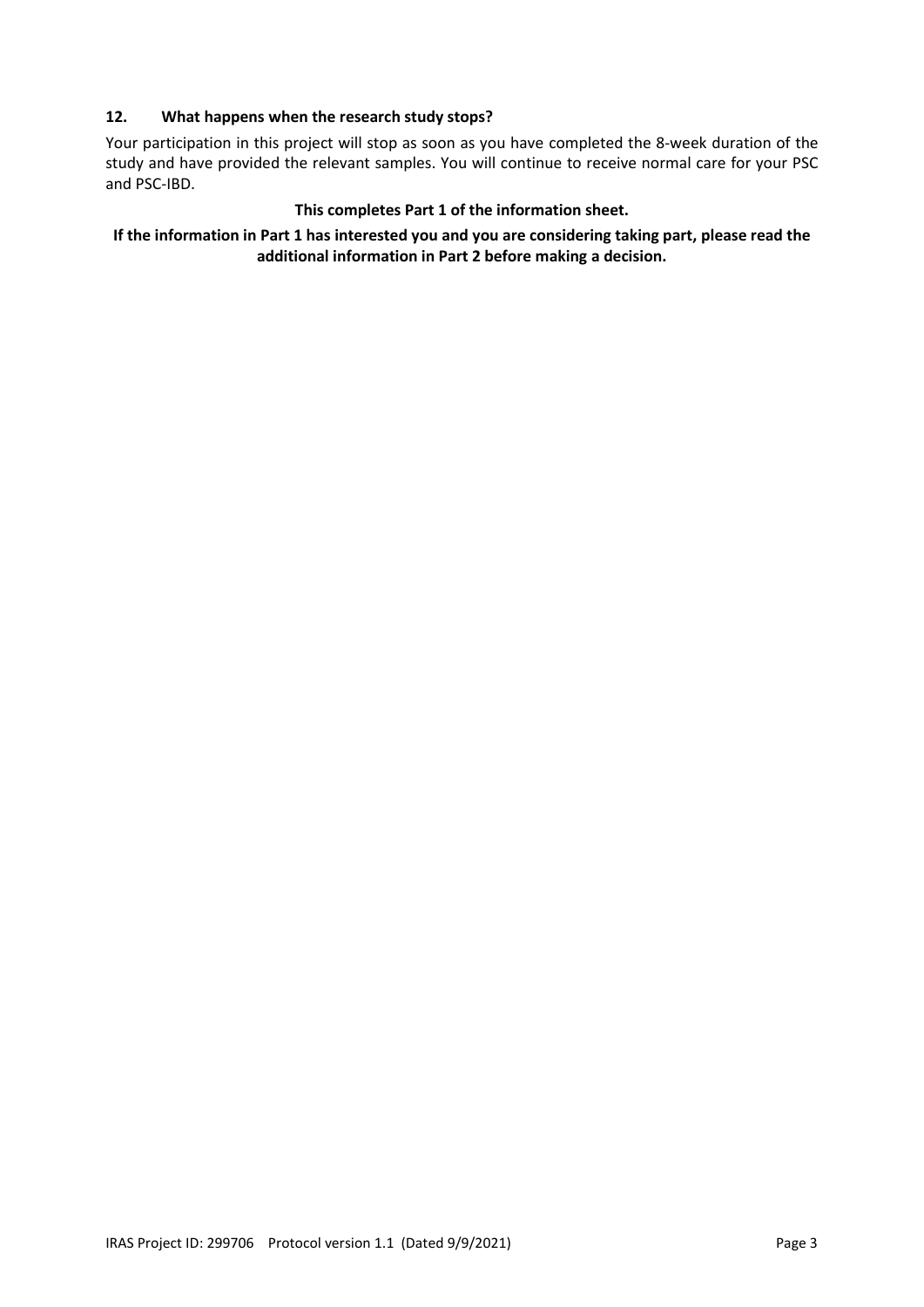### 12. What happens when the research study stops?

Your participation in this project will stop as soon as you have completed the 8-week duration of the study and have provided the relevant samples. You will continue to receive normal care for your PSC and PSC-IBD.

**This completes Part 1 of the information sheet.**

**If the information in Part 1 has interested you and you are considering taking part, please read the additional information in Part 2 before making a decision.**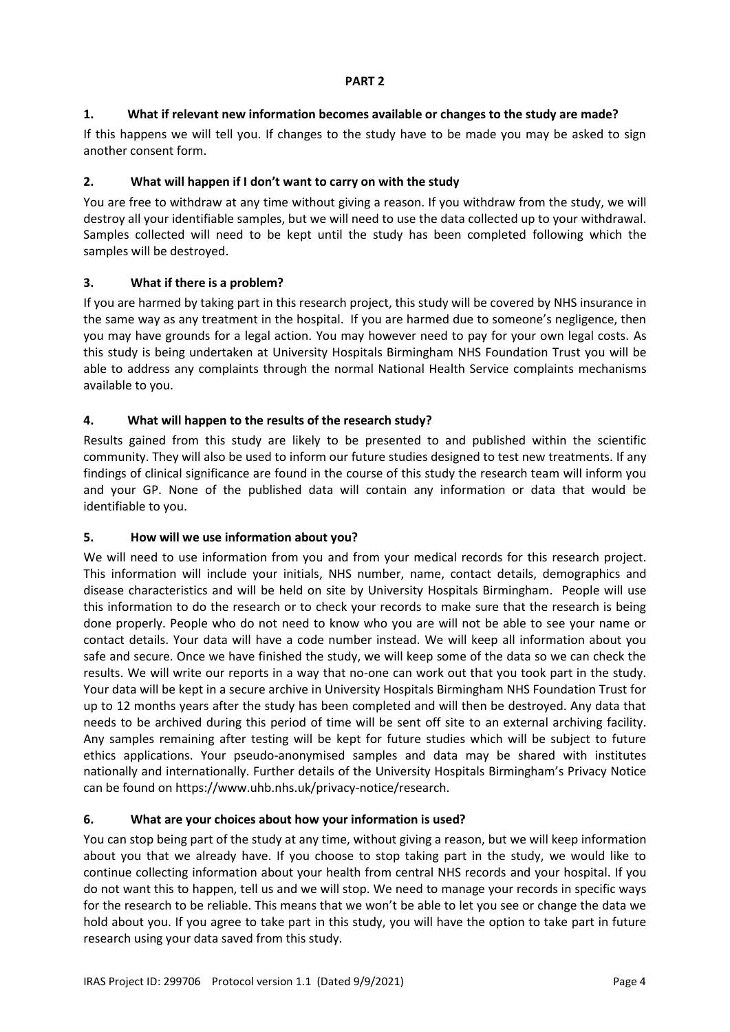## PART 2

### 1. What if relevant new information becomes available or changes to the study are made?

If this happens we will tell you. If changes to the study have to be made you may be asked to sign another consent form.

### 2. What will happen if I don't want to carry on with the study

You are free to withdraw at any time without giving a reason. If you withdraw from the study, we will destroy all your identifiable samples, but we will need to use the data collected up to your withdrawal. Samples collected will need to be kept until the study has been completed following which the samples will be destroyed.

### 3. What if there is a problem?

If you are harmed by taking part in this research project, this study will be covered by NHS insurance in the same way as any treatment in the hospital. If you are harmed due to someone's negligence, then you may have grounds for a legal action. You may however need to pay for your own legal costs. As this study is being undertaken at University Hospitals Birmingham NHS Foundation Trust you will be able to address any complaints through the normal National Health Service complaints mechanisms available to you.

### 4. What will happen to the results of the research study?

Results gained from this study are likely to be presented to and published within the scientific community. They will also be used to inform our future studies designed to test new treatments. If any findings of clinical significance are found in the course of this study the research team will inform you and your GP. None of the published data will contain any information or data that would be identifiable to you.

### 5. How will we use information about you?

We will need to use information from you and from your medical records for this research project. This information will include your initials, NHS number, name, contact details, demographics and disease characteristics and will be held on site by University Hospitals Birmingham. People will use this information to do the research or to check your records to make sure that the research is being done properly. People who do not need to know who you are will not be able to see your name or contact details. Your data will have a code number instead. We will keep all information about you safe and secure. Once we have finished the study, we will keep some of the data so we can check the results. We will write our reports in a way that no-one can work out that you took part in the study. Your data will be kept in a secure archive in University Hospitals Birmingham NHS Foundation Trust for up to 12 months years after the study has been completed and will then be destroyed. Any data that needs to be archived during this period of time will be sent off site to an external archiving facility. Any samples remaining after testing will be kept for future studies which will be subject to future ethics applications. Your pseudo-anonymised samples and data may be shared with institutes nationally and internationally. Further details of the University Hospitals Birmingham's Privacy Notice can be found on https://www.uhb.nhs.uk/privacy-notice/research.

### 6. What are your choices about how your information is used?

You can stop being part of the study at any time, without giving a reason, but we will keep information about you that we already have. If you choose to stop taking part in the study, we would like to continue collecting information about your health from central NHS records and your hospital. If you do not want this to happen, tell us and we will stop. We need to manage your records in specific ways for the research to be reliable. This means that we won't be able to let you see or change the data we hold about you. If you agree to take part in this study, you will have the option to take part in future research using your data saved from this study.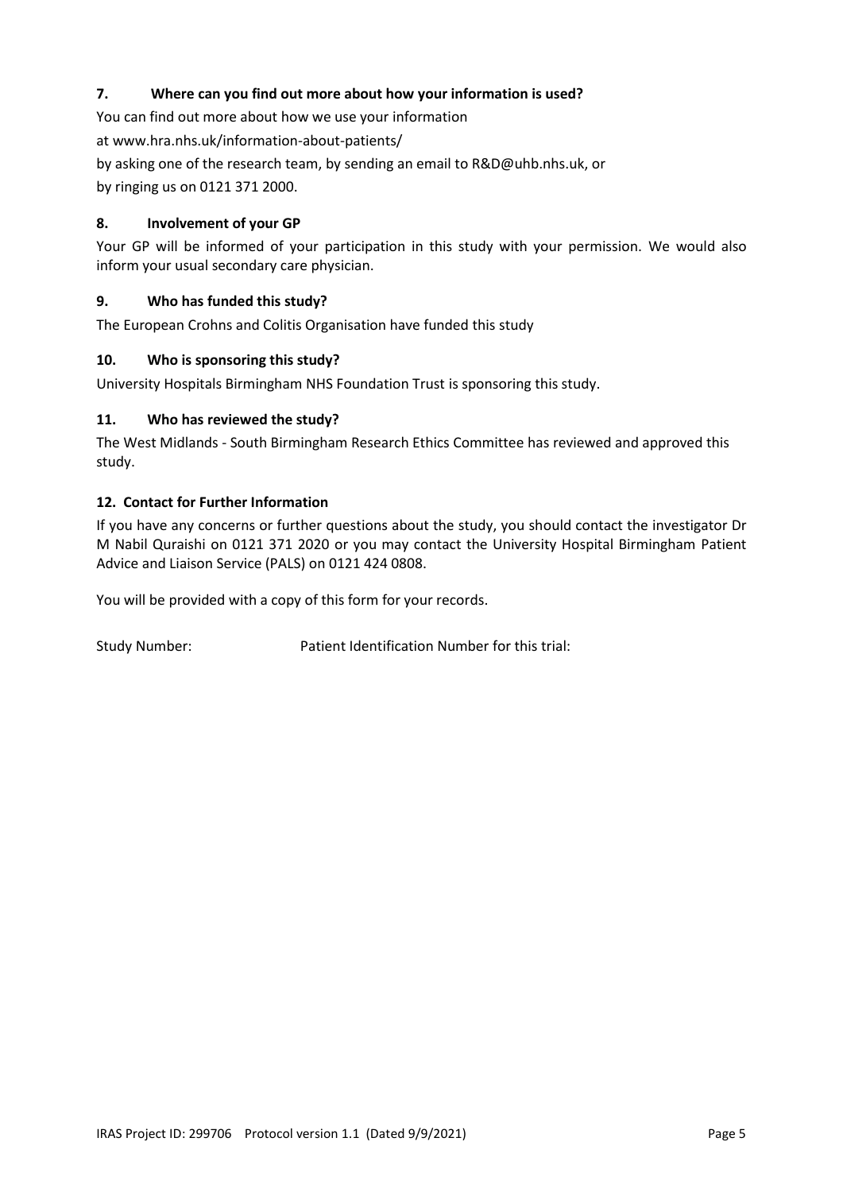### 7. Where can you find out more about how your information is used?

You can find out more about how we use your information

at www.hra.nhs.uk/information-about-patients/

by asking one of the research team, by sending an email to R&D@uhb.nhs.uk, or

by ringing us on 0121 371 2000.

### 8. Involvement of your GP

Your GP will be informed of your participation in this study with your permission. We would also inform your usual secondary care physician.

### 9. Who has funded this study?

The European Crohns and Colitis Organisation have funded this study

### 10. Who is sponsoring this study?

University Hospitals Birmingham NHS Foundation Trust is sponsoring this study.

### 11. Who has reviewed the study?

The West Midlands - South Birmingham Research Ethics Committee has reviewed and approved this study.

### 12. Contact for Further Information

If you have any concerns or further questions about the study, you should contact the investigator Dr M Nabil Quraishi on 0121 371 2020 or you may contact the University Hospital Birmingham Patient Advice and Liaison Service (PALS) on 0121 424 0808.

You will be provided with a copy of this form for your records.

Study Number: Patient Identification Number for this trial: